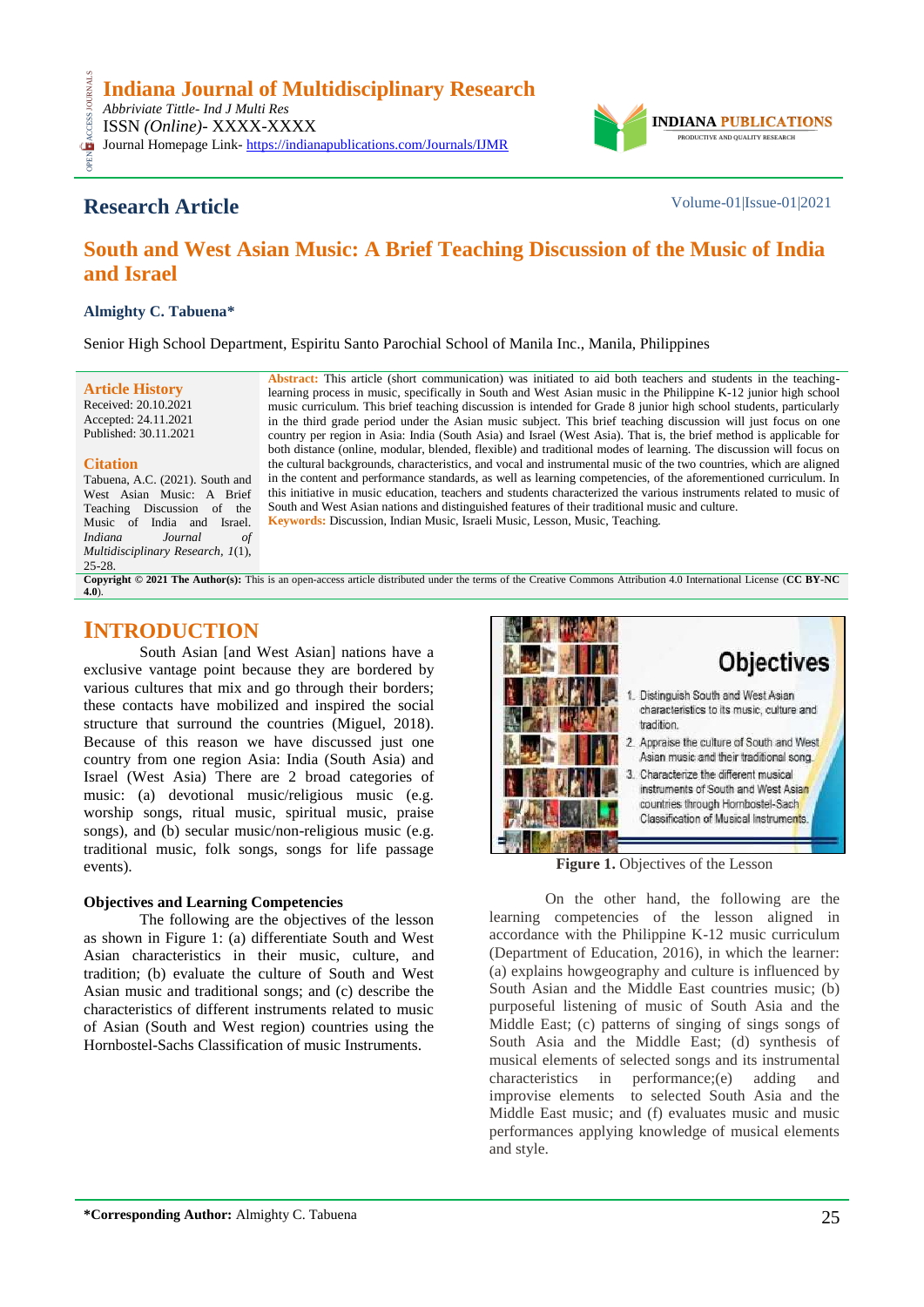# South and West Asian Music: A Brief Teaching Discussion of the Music of India and Israel

**Almighty C. Tabuena***

Senior High School Department, Espiritu Santo Parochial School of Manila Inc., Manila, Philippines

**Research Article**

**Article History**
Received: 20.10.2021
Accepted: 24.11.2021
Published: 30.11.2021

**Citation**
Tabuena, A.C. (2021). South and West Asian Music: A Brief Teaching Discussion of the Music of India and Israel. *Indiana Journal of Multidisciplinary Research, 1*(1), 25-28.

**Abstract:** This article (short communication) was initiated to aid both teachers and students in the teaching-learning process in music, specifically in South and West Asian music in the Philippine K-12 junior high school music curriculum. This brief teaching discussion is intended for Grade 8 junior high school students, particularly in the third grade period under the Asian music subject. This brief teaching discussion will just focus on one country per region in Asia: India (South Asia) and Israel (West Asia). That is, the brief method is applicable for both distance (online, modular, blended, flexible) and traditional modes of learning. The discussion will focus on the cultural backgrounds, characteristics, and vocal and instrumental music of the two countries, which are aligned in the content and performance standards, as well as learning competencies, of the aforementioned curriculum. In this initiative in music education, teachers and students characterized the various instruments related to music of South and West Asian nations and distinguished features of their traditional music and culture.

**Keywords:** Discussion, Indian Music, Israeli Music, Lesson, Music, Teaching.

**Copyright © 2021 The Author(s):** This is an open-access article distributed under the terms of the Creative Commons Attribution 4.0 International License (**CC BY-NC 4.0**).

## INTRODUCTION

South Asian [and West Asian] nations have a exclusive vantage point because they are bordered by various cultures that mix and go through their borders; these contacts have mobilized and inspired the social structure that surround the countries (Miguel, 2018). Because of this reason we have discussed just one country from one region Asia: India (South Asia) and Israel (West Asia) There are 2 broad categories of music: (a) devotional music/religious music (e.g. worship songs, ritual music, spiritual music, praise songs), and (b) secular music/non-religious music (e.g. traditional music, folk songs, songs for life passage events).

### Objectives and Learning Competencies

The following are the objectives of the lesson as shown in Figure 1: (a) differentiate South and West Asian characteristics in their music, culture, and tradition; (b) evaluate the culture of South and West Asian music and traditional songs; and (c) describe the characteristics of different instruments related to music of Asian (South and West region) countries using the Hornbostel-Sachs Classification of music Instruments.

**Figure 1.** Objectives of the Lesson

On the other hand, the following are the learning competencies of the lesson aligned in accordance with the Philippine K-12 music curriculum (Department of Education, 2016), in which the learner: (a) explains howgeography and culture is influenced by South Asian and the Middle East countries music; (b) purposeful listening of music of South Asia and the Middle East; (c) patterns of singing of sings songs of South Asia and the Middle East; (d) synthesis of musical elements of selected songs and its instrumental characteristics in performance;(e) adding and improvise elements to selected South Asia and the Middle East music; and (f) evaluates music and music performances applying knowledge of musical elements and style.

**\*Corresponding Author:** Almighty C. Tabuena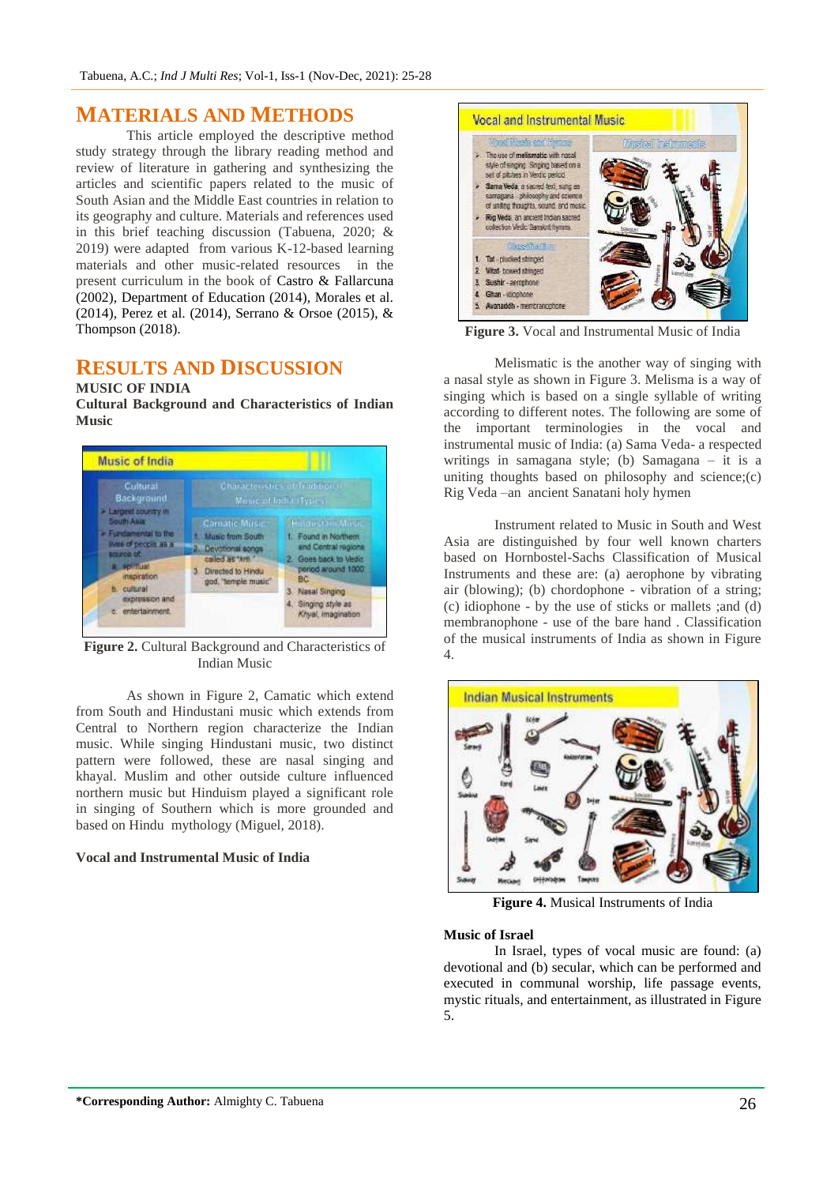# MATERIALS AND METHODS

This article employed the descriptive method study strategy through the library reading method and review of literature in gathering and synthesizing the articles and scientific papers related to the music of South Asian and the Middle East countries in relation to its geography and culture. Materials and references used in this brief teaching discussion (Tabuena, 2020; & 2019) were adapted from various K-12-based learning materials and other music-related resources in the present curriculum in the book of Castro & Fallarcuna (2002), Department of Education (2014), Morales et al. (2014), Perez et al. (2014), Serrano & Orsoe (2015), & Thompson (2018).

# RESULTS AND DISCUSSION

**MUSIC OF INDIA**

**Cultural Background and Characteristics of Indian Music**

**Figure 2.** Cultural Background and Characteristics of Indian Music

As shown in Figure 2, Camatic which extend from South and Hindustani music which extends from Central to Northern region characterize the Indian music. While singing Hindustani music, two distinct pattern were followed, these are nasal singing and khayal. Muslim and other outside culture influenced northern music but Hinduism played a significant role in singing of Southern which is more grounded and based on Hindu mythology (Miguel, 2018).

**Vocal and Instrumental Music of India**

**Figure 3.** Vocal and Instrumental Music of India

Melismatic is the another way of singing with a nasal style as shown in Figure 3. Melisma is a way of singing which is based on a single syllable of writing according to different notes. The following are some of the important terminologies in the vocal and instrumental music of India: (a) Sama Veda- a respected writings in samagana style; (b) Samagana – it is a uniting thoughts based on philosophy and science;(c) Rig Veda –an ancient Sanatani holy hymen

Instrument related to Music in South and West Asia are distinguished by four well known charters based on Hornbostel-Sachs Classification of Musical Instruments and these are: (a) aerophone by vibrating air (blowing); (b) chordophone - vibration of a string; (c) idiophone - by the use of sticks or mallets ;and (d) membranophone - use of the bare hand . Classification of the musical instruments of India as shown in Figure 4.

**Figure 4.** Musical Instruments of India

**Music of Israel**

In Israel, types of vocal music are found: (a) devotional and (b) secular, which can be performed and executed in communal worship, life passage events, mystic rituals, and entertainment, as illustrated in Figure 5.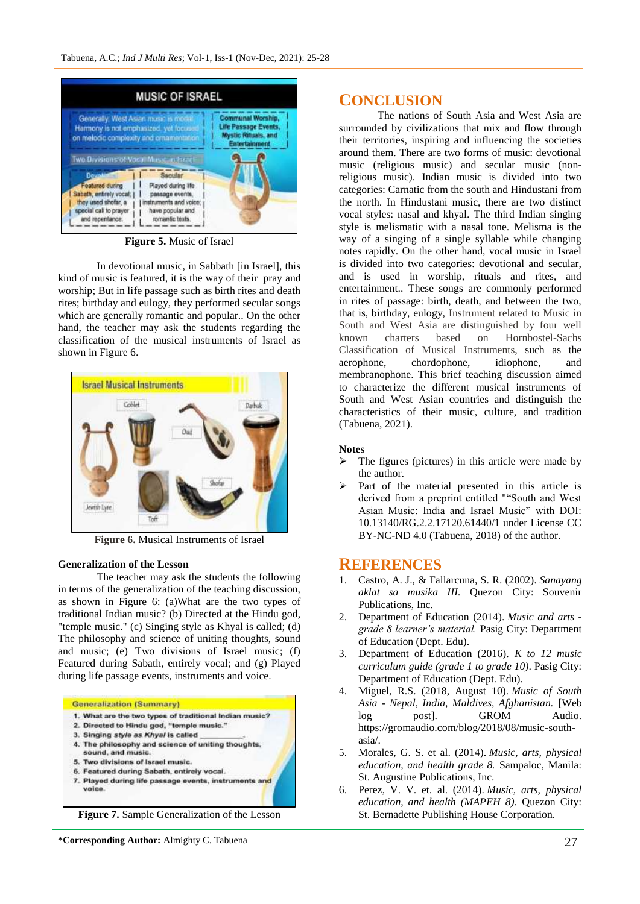**Figure 5.** Music of Israel

In devotional music, in Sabbath [in Israel], this kind of music is featured, it is the way of their pray and worship; But in life passage such as birth rites and death rites; birthday and eulogy, they performed secular songs which are generally romantic and popular.. On the other hand, the teacher may ask the students regarding the classification of the musical instruments of Israel as shown in Figure 6.

**Figure 6.** Musical Instruments of Israel

### Generalization of the Lesson

The teacher may ask the students the following in terms of the generalization of the teaching discussion, as shown in Figure 6: (a)What are the two types of traditional Indian music? (b) Directed at the Hindu god, "temple music." (c) Singing style as Khyal is called; (d) The philosophy and science of uniting thoughts, sound and music; (e) Two divisions of Israel music; (f) Featured during Sabath, entirely vocal; and (g) Played during life passage events, instruments and voice.

**Figure 7.** Sample Generalization of the Lesson

## CONCLUSION

The nations of South Asia and West Asia are surrounded by civilizations that mix and flow through their territories, inspiring and influencing the societies around them. There are two forms of music: devotional music (religious music) and secular music (non-religious music). Indian music is divided into two categories: Carnatic from the south and Hindustani from the north. In Hindustani music, there are two distinct vocal styles: nasal and khyal. The third Indian singing style is melismatic with a nasal tone. Melisma is the way of a singing of a single syllable while changing notes rapidly. On the other hand, vocal music in Israel is divided into two categories: devotional and secular, and is used in worship, rituals and rites, and entertainment. These songs are commonly performed in rites of passage: birth, death, and between the two, that is, birthday, eulogy, Instrument related to Music in South and West Asia are distinguished by four well known charters based on Hornbostel-Sachs Classification of Musical Instruments, such as the aerophone, chordophone, idiophone, and membranophone. This brief teaching discussion aimed to characterize the different musical instruments of South and West Asian countries and distinguish the characteristics of their music, culture, and tradition (Tabuena, 2021).

### Notes

- The figures (pictures) in this article were made by the author.
- Part of the material presented in this article is derived from a preprint entitled ""South and West Asian Music: India and Israel Music" with DOI: 10.13140/RG.2.2.17120.61440/1 under License CC BY-NC-ND 4.0 (Tabuena, 2018) of the author.

## REFERENCES

1. Castro, A. J., & Fallarcuna, S. R. (2002). *Sanayang aklat sa musika III.* Quezon City: Souvenir Publications, Inc.
2. Department of Education (2014). *Music and arts - grade 8 learner's material.* Pasig City: Department of Education (Dept. Edu).
3. Department of Education (2016). *K to 12 music curriculum guide (grade 1 to grade 10)*. Pasig City: Department of Education (Dept. Edu).
4. Miguel, R.S. (2018, August 10). *Music of South Asia - Nepal, India, Maldives, Afghanistan.* [Web log post]. GROM Audio. https://gromaudio.com/blog/2018/08/music-south-asia/.
5. Morales, G. S. et al. (2014). *Music, arts, physical education, and health grade 8.* Sampaloc, Manila: St. Augustine Publications, Inc.
6. Perez, V. V. et. al. (2014). *Music, arts, physical education, and health (MAPEH 8).* Quezon City: St. Bernadette Publishing House Corporation.

**\*Corresponding Author:** Almighty C. Tabuena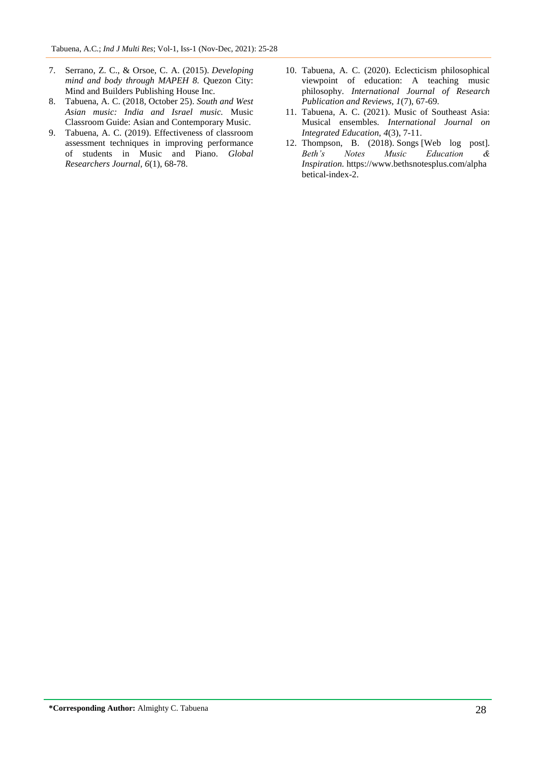7. Serrano, Z. C., & Orsoe, C. A. (2015). *Developing mind and body through MAPEH 8*. Quezon City: Mind and Builders Publishing House Inc.
8. Tabuena, A. C. (2018, October 25). *South and West Asian music: India and Israel music.* Music Classroom Guide: Asian and Contemporary Music.
9. Tabuena, A. C. (2019). Effectiveness of classroom assessment techniques in improving performance of students in Music and Piano. *Global Researchers Journal*, *6*(1), 68-78.
10. Tabuena, A. C. (2020). Eclecticism philosophical viewpoint of education: A teaching music philosophy. *International Journal of Research Publication and Reviews, 1*(7), 67-69.
11. Tabuena, A. C. (2021). Music of Southeast Asia: Musical ensembles. *International Journal on Integrated Education*, *4*(3), 7-11.
12. Thompson, B. (2018). Songs [Web log post]. *Beth's Notes Music Education & Inspiration.* https://www.bethsnotesplus.com/alphabetical-index-2.

**\*Corresponding Author:** Almighty C. Tabuena